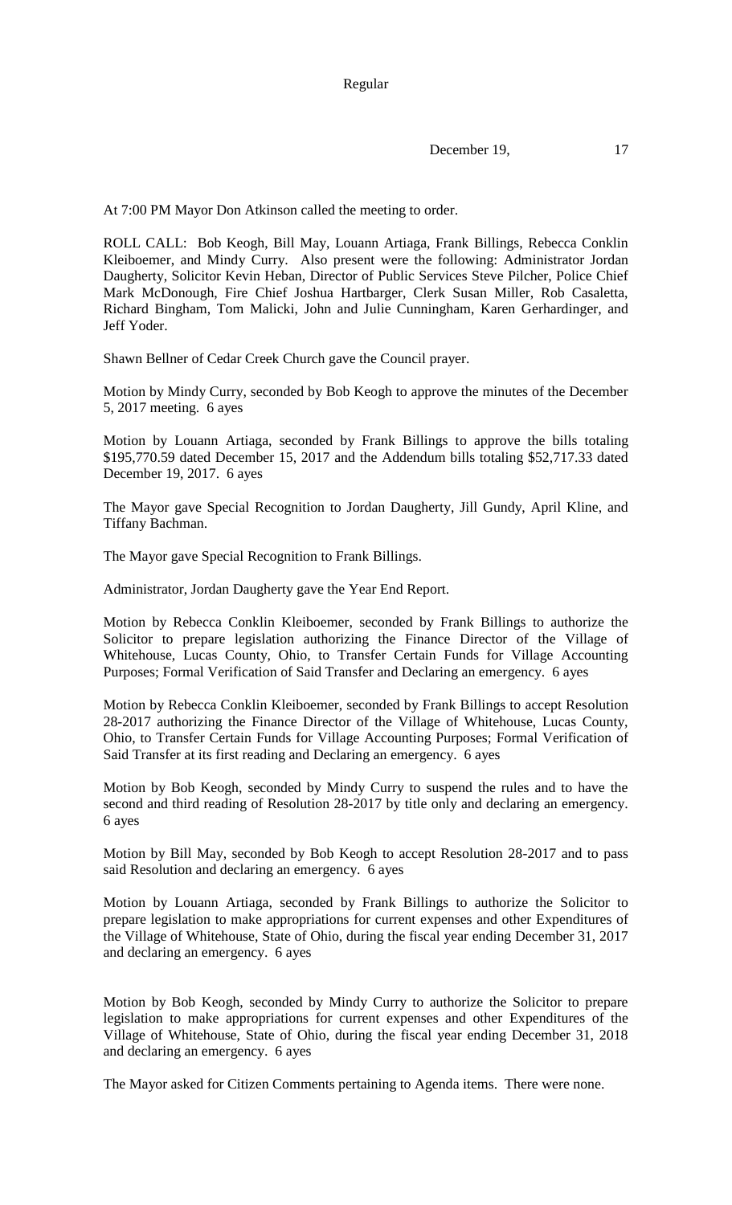Regular

December 19, 17

At 7:00 PM Mayor Don Atkinson called the meeting to order.

ROLL CALL: Bob Keogh, Bill May, Louann Artiaga, Frank Billings, Rebecca Conklin Kleiboemer, and Mindy Curry. Also present were the following: Administrator Jordan Daugherty, Solicitor Kevin Heban, Director of Public Services Steve Pilcher, Police Chief Mark McDonough, Fire Chief Joshua Hartbarger, Clerk Susan Miller, Rob Casaletta, Richard Bingham, Tom Malicki, John and Julie Cunningham, Karen Gerhardinger, and Jeff Yoder.

Shawn Bellner of Cedar Creek Church gave the Council prayer.

Motion by Mindy Curry, seconded by Bob Keogh to approve the minutes of the December 5, 2017 meeting. 6 ayes

Motion by Louann Artiaga, seconded by Frank Billings to approve the bills totaling $195,770.59 dated December 15, 2017 and the Addendum bills totaling $52,717.33 dated December 19, 2017. 6 ayes

The Mayor gave Special Recognition to Jordan Daugherty, Jill Gundy, April Kline, and Tiffany Bachman.

The Mayor gave Special Recognition to Frank Billings.

Administrator, Jordan Daugherty gave the Year End Report.

Motion by Rebecca Conklin Kleiboemer, seconded by Frank Billings to authorize the Solicitor to prepare legislation authorizing the Finance Director of the Village of Whitehouse, Lucas County, Ohio, to Transfer Certain Funds for Village Accounting Purposes; Formal Verification of Said Transfer and Declaring an emergency. 6 ayes

Motion by Rebecca Conklin Kleiboemer, seconded by Frank Billings to accept Resolution 28-2017 authorizing the Finance Director of the Village of Whitehouse, Lucas County, Ohio, to Transfer Certain Funds for Village Accounting Purposes; Formal Verification of Said Transfer at its first reading and Declaring an emergency. 6 ayes

Motion by Bob Keogh, seconded by Mindy Curry to suspend the rules and to have the second and third reading of Resolution 28-2017 by title only and declaring an emergency. 6 ayes

Motion by Bill May, seconded by Bob Keogh to accept Resolution 28-2017 and to pass said Resolution and declaring an emergency. 6 ayes

Motion by Louann Artiaga, seconded by Frank Billings to authorize the Solicitor to prepare legislation to make appropriations for current expenses and other Expenditures of the Village of Whitehouse, State of Ohio, during the fiscal year ending December 31, 2017 and declaring an emergency. 6 ayes

Motion by Bob Keogh, seconded by Mindy Curry to authorize the Solicitor to prepare legislation to make appropriations for current expenses and other Expenditures of the Village of Whitehouse, State of Ohio, during the fiscal year ending December 31, 2018 and declaring an emergency. 6 ayes

The Mayor asked for Citizen Comments pertaining to Agenda items. There were none.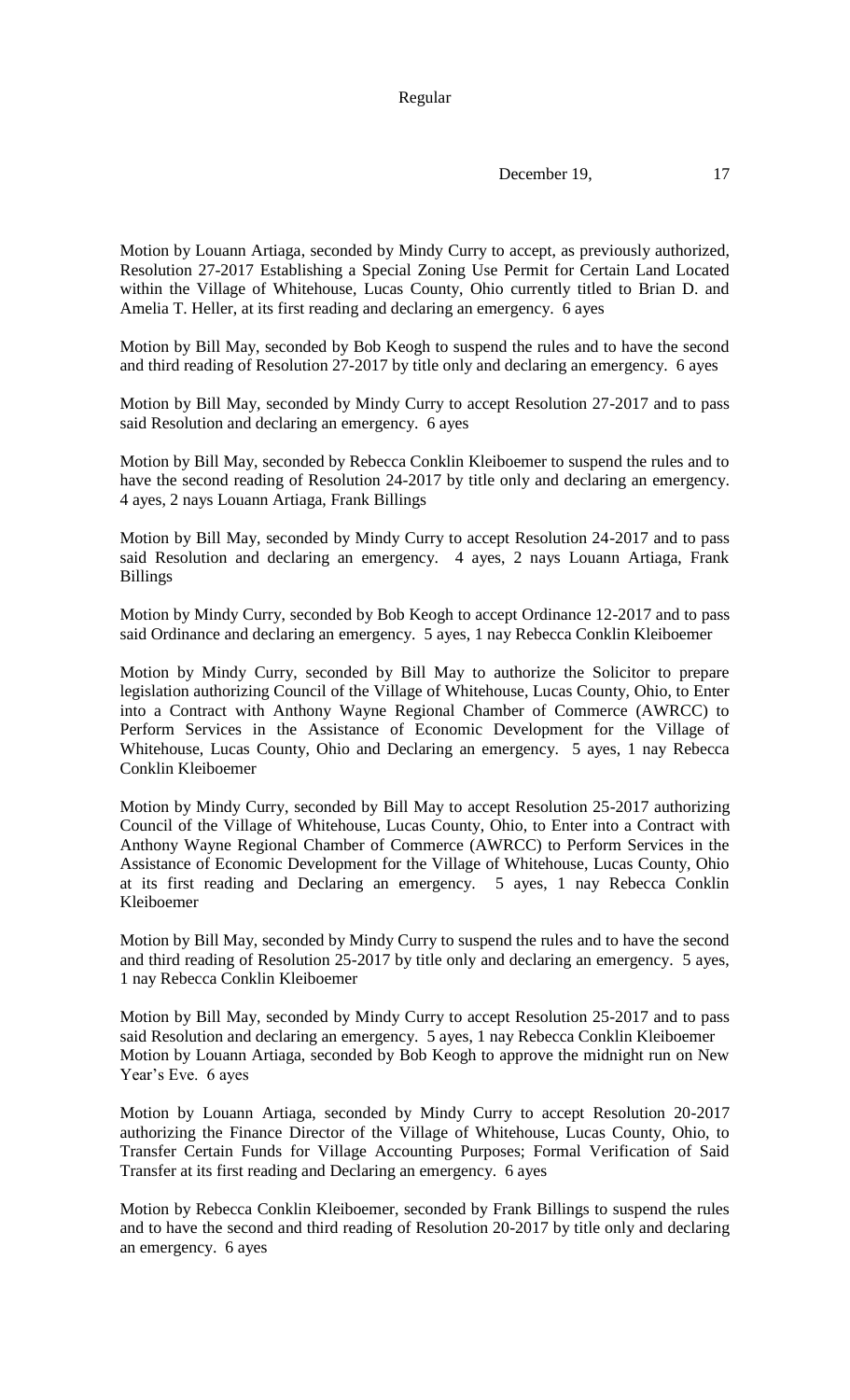Motion by Louann Artiaga, seconded by Mindy Curry to accept, as previously authorized, Resolution 27-2017 Establishing a Special Zoning Use Permit for Certain Land Located within the Village of Whitehouse, Lucas County, Ohio currently titled to Brian D. and Amelia T. Heller, at its first reading and declaring an emergency. 6 ayes

Motion by Bill May, seconded by Bob Keogh to suspend the rules and to have the second and third reading of Resolution 27-2017 by title only and declaring an emergency. 6 ayes

Motion by Bill May, seconded by Mindy Curry to accept Resolution 27-2017 and to pass said Resolution and declaring an emergency. 6 ayes

Motion by Bill May, seconded by Rebecca Conklin Kleiboemer to suspend the rules and to have the second reading of Resolution 24-2017 by title only and declaring an emergency. 4 ayes, 2 nays Louann Artiaga, Frank Billings

Motion by Bill May, seconded by Mindy Curry to accept Resolution 24-2017 and to pass said Resolution and declaring an emergency. 4 ayes, 2 nays Louann Artiaga, Frank Billings

Motion by Mindy Curry, seconded by Bob Keogh to accept Ordinance 12-2017 and to pass said Ordinance and declaring an emergency. 5 ayes, 1 nay Rebecca Conklin Kleiboemer

Motion by Mindy Curry, seconded by Bill May to authorize the Solicitor to prepare legislation authorizing Council of the Village of Whitehouse, Lucas County, Ohio, to Enter into a Contract with Anthony Wayne Regional Chamber of Commerce (AWRCC) to Perform Services in the Assistance of Economic Development for the Village of Whitehouse, Lucas County, Ohio and Declaring an emergency. 5 ayes, 1 nay Rebecca Conklin Kleiboemer

Motion by Mindy Curry, seconded by Bill May to accept Resolution 25-2017 authorizing Council of the Village of Whitehouse, Lucas County, Ohio, to Enter into a Contract with Anthony Wayne Regional Chamber of Commerce (AWRCC) to Perform Services in the Assistance of Economic Development for the Village of Whitehouse, Lucas County, Ohio at its first reading and Declaring an emergency. 5 ayes, 1 nay Rebecca Conklin Kleiboemer

Motion by Bill May, seconded by Mindy Curry to suspend the rules and to have the second and third reading of Resolution 25-2017 by title only and declaring an emergency. 5 ayes, 1 nay Rebecca Conklin Kleiboemer

Motion by Bill May, seconded by Mindy Curry to accept Resolution 25-2017 and to pass said Resolution and declaring an emergency. 5 ayes, 1 nay Rebecca Conklin Kleiboemer

Motion by Louann Artiaga, seconded by Bob Keogh to approve the midnight run on New Year's Eve. 6 ayes

Motion by Louann Artiaga, seconded by Mindy Curry to accept Resolution 20-2017 authorizing the Finance Director of the Village of Whitehouse, Lucas County, Ohio, to Transfer Certain Funds for Village Accounting Purposes; Formal Verification of Said Transfer at its first reading and Declaring an emergency. 6 ayes

Motion by Rebecca Conklin Kleiboemer, seconded by Frank Billings to suspend the rules and to have the second and third reading of Resolution 20-2017 by title only and declaring an emergency. 6 ayes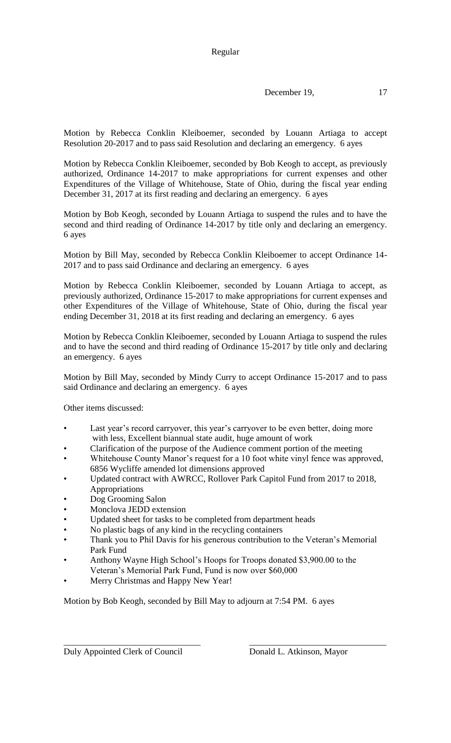Motion by Rebecca Conklin Kleiboemer, seconded by Louann Artiaga to accept Resolution 20-2017 and to pass said Resolution and declaring an emergency. 6 ayes

Motion by Rebecca Conklin Kleiboemer, seconded by Bob Keogh to accept, as previously authorized, Ordinance 14-2017 to make appropriations for current expenses and other Expenditures of the Village of Whitehouse, State of Ohio, during the fiscal year ending December 31, 2017 at its first reading and declaring an emergency. 6 ayes

Motion by Bob Keogh, seconded by Louann Artiaga to suspend the rules and to have the second and third reading of Ordinance 14-2017 by title only and declaring an emergency. 6 ayes

Motion by Bill May, seconded by Rebecca Conklin Kleiboemer to accept Ordinance 14-2017 and to pass said Ordinance and declaring an emergency. 6 ayes

Motion by Rebecca Conklin Kleiboemer, seconded by Louann Artiaga to accept, as previously authorized, Ordinance 15-2017 to make appropriations for current expenses and other Expenditures of the Village of Whitehouse, State of Ohio, during the fiscal year ending December 31, 2018 at its first reading and declaring an emergency. 6 ayes

Motion by Rebecca Conklin Kleiboemer, seconded by Louann Artiaga to suspend the rules and to have the second and third reading of Ordinance 15-2017 by title only and declaring an emergency. 6 ayes

Motion by Bill May, seconded by Mindy Curry to accept Ordinance 15-2017 and to pass said Ordinance and declaring an emergency. 6 ayes

Other items discussed:

- Last year's record carryover, this year's carryover to be even better, doing more with less, Excellent biannual state audit, huge amount of work
- Clarification of the purpose of the Audience comment portion of the meeting
- Whitehouse County Manor's request for a 10 foot white vinyl fence was approved, 6856 Wycliffe amended lot dimensions approved
- Updated contract with AWRCC, Rollover Park Capitol Fund from 2017 to 2018, Appropriations
- Dog Grooming Salon
- Monclova JEDD extension
- Updated sheet for tasks to be completed from department heads
- No plastic bags of any kind in the recycling containers
- Thank you to Phil Davis for his generous contribution to the Veteran's Memorial Park Fund
- Anthony Wayne High School's Hoops for Troops donated $3,900.00 to the Veteran's Memorial Park Fund, Fund is now over $60,000
- Merry Christmas and Happy New Year!

Motion by Bob Keogh, seconded by Bill May to adjourn at 7:54 PM. 6 ayes

_______________________________ Duly Appointed Clerk of Council

_______________________________ Donald L. Atkinson, Mayor